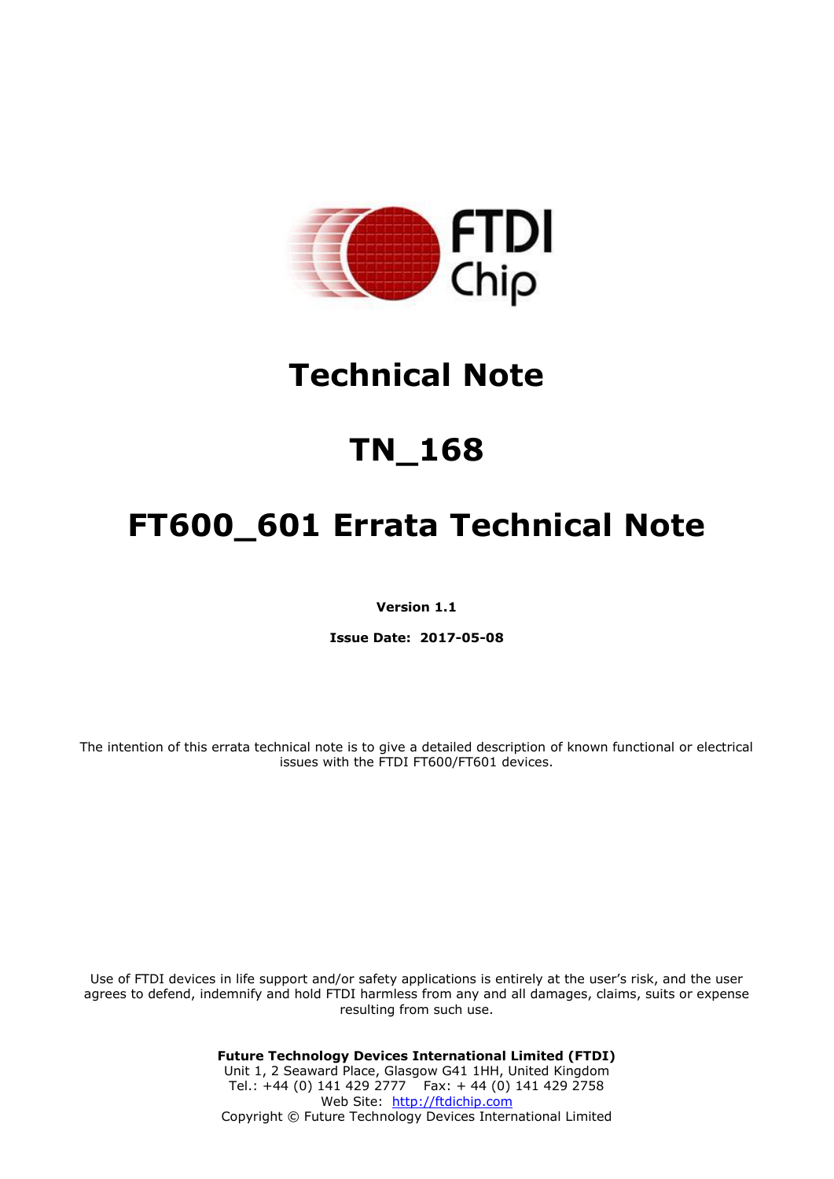# Technical Note

# TN_168

# FT600_601 Errata Technical Note

**Version 1.1**

**Issue Date: 2017-05-08**

The intention of this errata technical note is to give a detailed description of known functional or electrical issues with the FTDI FT600/FT601 devices.

Use of FTDI devices in life support and/or safety applications is entirely at the user's risk, and the user agrees to defend, indemnify and hold FTDI harmless from any and all damages, claims, suits or expense resulting from such use.

**Future Technology Devices International Limited (FTDI)**
Unit 1, 2 Seaward Place, Glasgow G41 1HH, United Kingdom
Tel.: +44 (0) 141 429 2777 Fax: + 44 (0) 141 429 2758
Web Site: http://ftdichip.com
Copyright © Future Technology Devices International Limited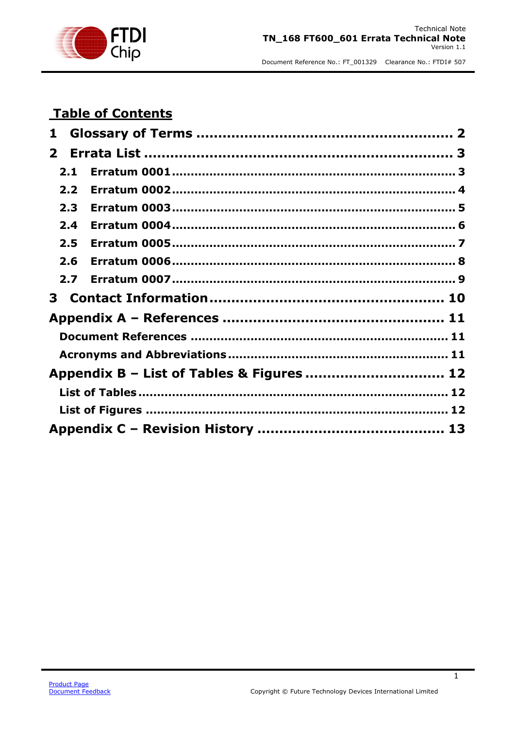# Table of Contents

1 Glossary of Terms ........................................................ 2

2 Errata List ................................................................... 3

2.1 Erratum 0001 ............................................................ 3

2.2 Erratum 0002 ............................................................ 4

2.3 Erratum 0003 ............................................................ 5

2.4 Erratum 0004 ............................................................ 6

2.5 Erratum 0005 ............................................................ 7

2.6 Erratum 0006 ............................................................ 8

2.7 Erratum 0007 ............................................................ 9

3 Contact Information .................................................... 10

Appendix A – References ................................................ 11

Document References ..................................................... 11

Acronyms and Abbreviations .......................................... 11

Appendix B – List of Tables & Figures .............................. 12

List of Tables .................................................................. 12

List of Figures ................................................................ 12

Appendix C – Revision History ......................................... 13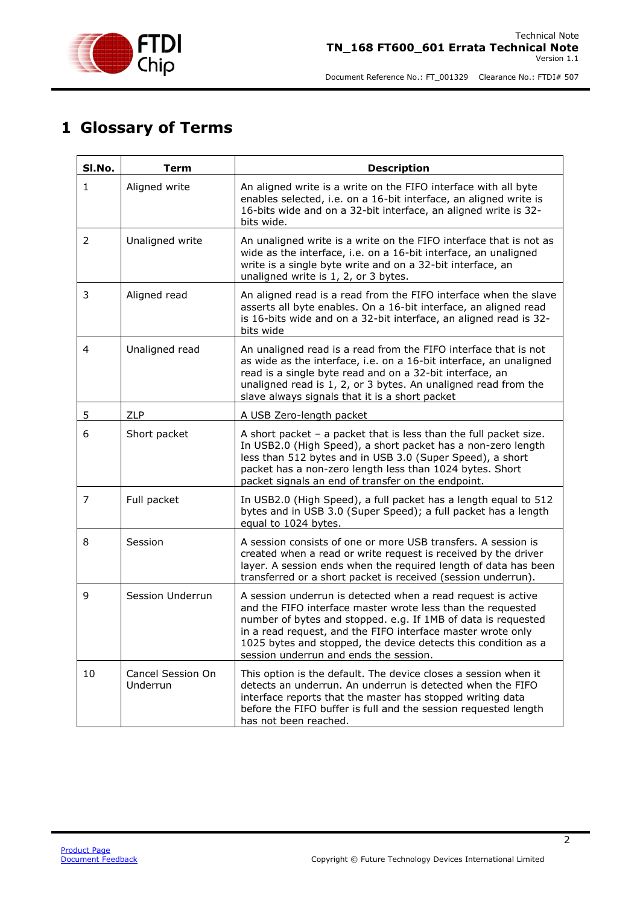# 1 Glossary of Terms

| Sl.No. | Term | Description |
|---|---|---|
| 1 | Aligned write | An aligned write is a write on the FIFO interface with all byte enables selected, i.e. on a 16-bit interface, an aligned write is 16-bits wide and on a 32-bit interface, an aligned write is 32-bits wide. |
| 2 | Unaligned write | An unaligned write is a write on the FIFO interface that is not as wide as the interface, i.e. on a 16-bit interface, an unaligned write is a single byte write and on a 32-bit interface, an unaligned write is 1, 2, or 3 bytes. |
| 3 | Aligned read | An aligned read is a read from the FIFO interface when the slave asserts all byte enables. On a 16-bit interface, an aligned read is 16-bits wide and on a 32-bit interface, an aligned read is 32-bits wide |
| 4 | Unaligned read | An unaligned read is a read from the FIFO interface that is not as wide as the interface, i.e. on a 16-bit interface, an unaligned read is a single byte read and on a 32-bit interface, an unaligned read is 1, 2, or 3 bytes. An unaligned read from the slave always signals that it is a short packet |
| 5 | ZLP | A USB Zero-length packet |
| 6 | Short packet | A short packet – a packet that is less than the full packet size. In USB2.0 (High Speed), a short packet has a non-zero length less than 512 bytes and in USB 3.0 (Super Speed), a short packet has a non-zero length less than 1024 bytes. Short packet signals an end of transfer on the endpoint. |
| 7 | Full packet | In USB2.0 (High Speed), a full packet has a length equal to 512 bytes and in USB 3.0 (Super Speed); a full packet has a length equal to 1024 bytes. |
| 8 | Session | A session consists of one or more USB transfers. A session is created when a read or write request is received by the driver layer. A session ends when the required length of data has been transferred or a short packet is received (session underrun). |
| 9 | Session Underrun | A session underrun is detected when a read request is active and the FIFO interface master wrote less than the requested number of bytes and stopped. e.g. If 1MB of data is requested in a read request, and the FIFO interface master wrote only 1025 bytes and stopped, the device detects this condition as a session underrun and ends the session. |
| 10 | Cancel Session On Underrun | This option is the default. The device closes a session when it detects an underrun. An underrun is detected when the FIFO interface reports that the master has stopped writing data before the FIFO buffer is full and the session requested length has not been reached. |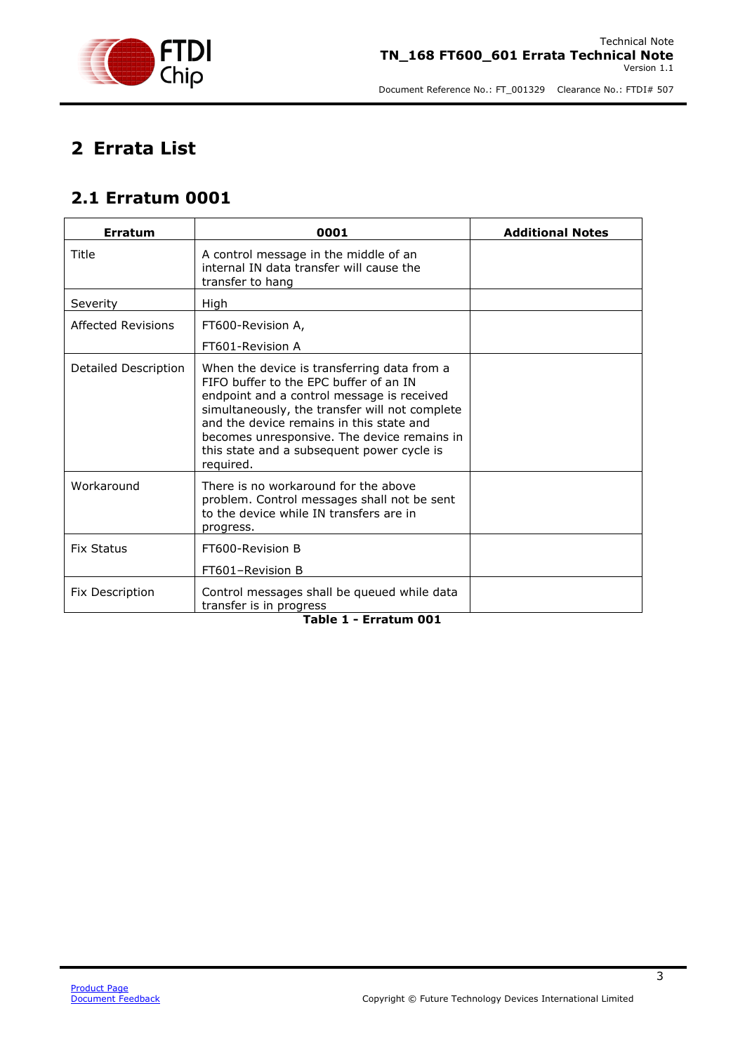# 2 Errata List

## 2.1 Erratum 0001

| Erratum | 0001 | Additional Notes |
|---|---|---|
| Title | A control message in the middle of an internal IN data transfer will cause the transfer to hang | |
| Severity | High | |
| Affected Revisions | FT600-Revision A,<br>FT601-Revision A | |
| Detailed Description | When the device is transferring data from a FIFO buffer to the EPC buffer of an IN endpoint and a control message is received simultaneously, the transfer will not complete and the device remains in this state and becomes unresponsive. The device remains in this state and a subsequent power cycle is required. | |
| Workaround | There is no workaround for the above problem. Control messages shall not be sent to the device while IN transfers are in progress. | |
| Fix Status | FT600-Revision B<br>FT601–Revision B | |
| Fix Description | Control messages shall be queued while data transfer is in progress | |

**Table 1 - Erratum 001**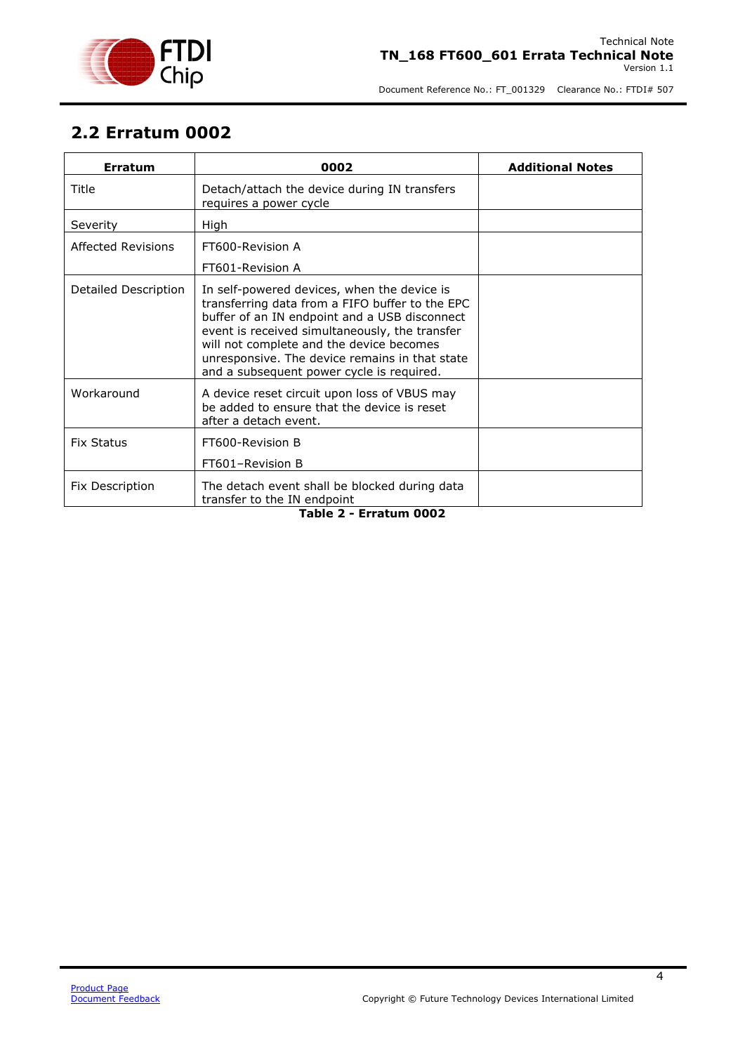## 2.2 Erratum 0002

| Erratum | 0002 | Additional Notes |
|---|---|---|
| Title | Detach/attach the device during IN transfers requires a power cycle | |
| Severity | High | |
| Affected Revisions | FT600-Revision A<br>FT601-Revision A | |
| Detailed Description | In self-powered devices, when the device is transferring data from a FIFO buffer to the EPC buffer of an IN endpoint and a USB disconnect event is received simultaneously, the transfer will not complete and the device becomes unresponsive. The device remains in that state and a subsequent power cycle is required. | |
| Workaround | A device reset circuit upon loss of VBUS may be added to ensure that the device is reset after a detach event. | |
| Fix Status | FT600-Revision B<br>FT601–Revision B | |
| Fix Description | The detach event shall be blocked during data transfer to the IN endpoint | |

**Table 2 - Erratum 0002**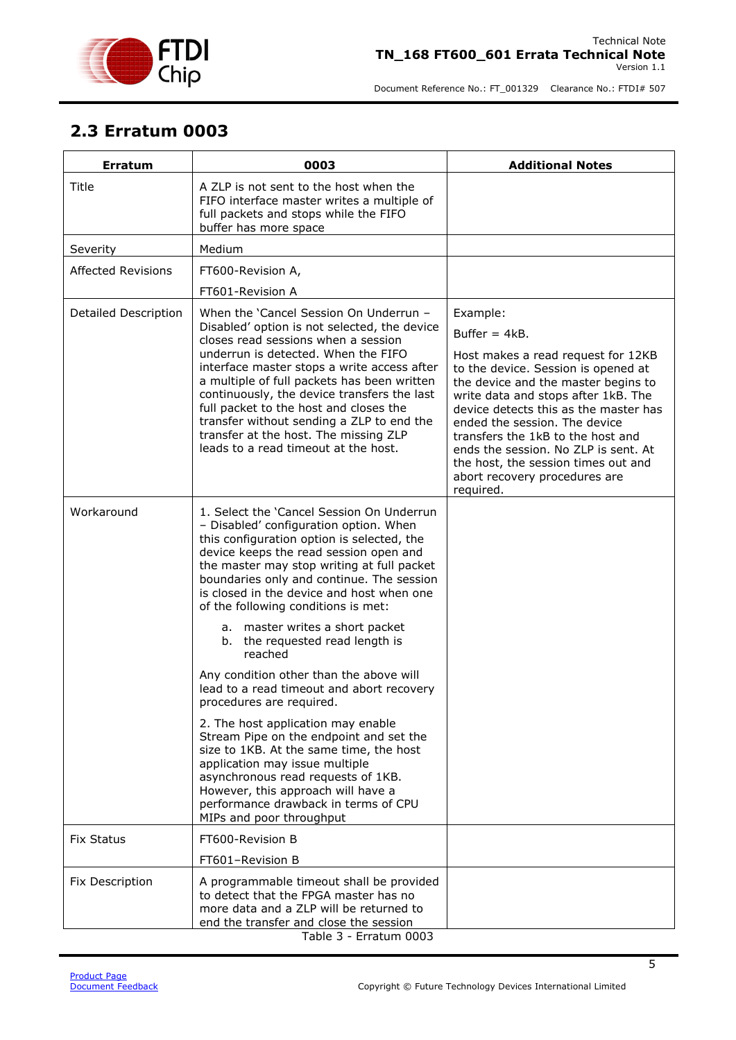## 2.3 Erratum 0003

| Erratum | 0003 | Additional Notes |
|---|---|---|
| Title | A ZLP is not sent to the host when the FIFO interface master writes a multiple of full packets and stops while the FIFO buffer has more space | |
| Severity | Medium | |
| Affected Revisions | FT600-Revision A,<br>FT601-Revision A | |
| Detailed Description | When the 'Cancel Session On Underrun – Disabled' option is not selected, the device closes read sessions when a session underrun is detected. When the FIFO interface master stops a write access after a multiple of full packets has been written continuously, the device transfers the last full packet to the host and closes the transfer without sending a ZLP to end the transfer at the host. The missing ZLP leads to a read timeout at the host. | Example:<br>Buffer = 4kB.<br>Host makes a read request for 12KB to the device. Session is opened at the device and the master begins to write data and stops after 1kB. The device detects this as the master has ended the session. The device transfers the 1kB to the host and ends the session. No ZLP is sent. At the host, the session times out and abort recovery procedures are required. |
| Workaround | 1. Select the 'Cancel Session On Underrun – Disabled' configuration option. When this configuration option is selected, the device keeps the read session open and the master may stop writing at full packet boundaries only and continue. The session is closed in the device and host when one of the following conditions is met:<br>a. master writes a short packet<br>b. the requested read length is reached<br>Any condition other than the above will lead to a read timeout and abort recovery procedures are required.<br>2. The host application may enable Stream Pipe on the endpoint and set the size to 1KB. At the same time, the host application may issue multiple asynchronous read requests of 1KB. However, this approach will have a performance drawback in terms of CPU MIPs and poor throughput | |
| Fix Status | FT600-Revision B<br>FT601–Revision B | |
| Fix Description | A programmable timeout shall be provided to detect that the FPGA master has no more data and a ZLP will be returned to end the transfer and close the session | |

Table 3 - Erratum 0003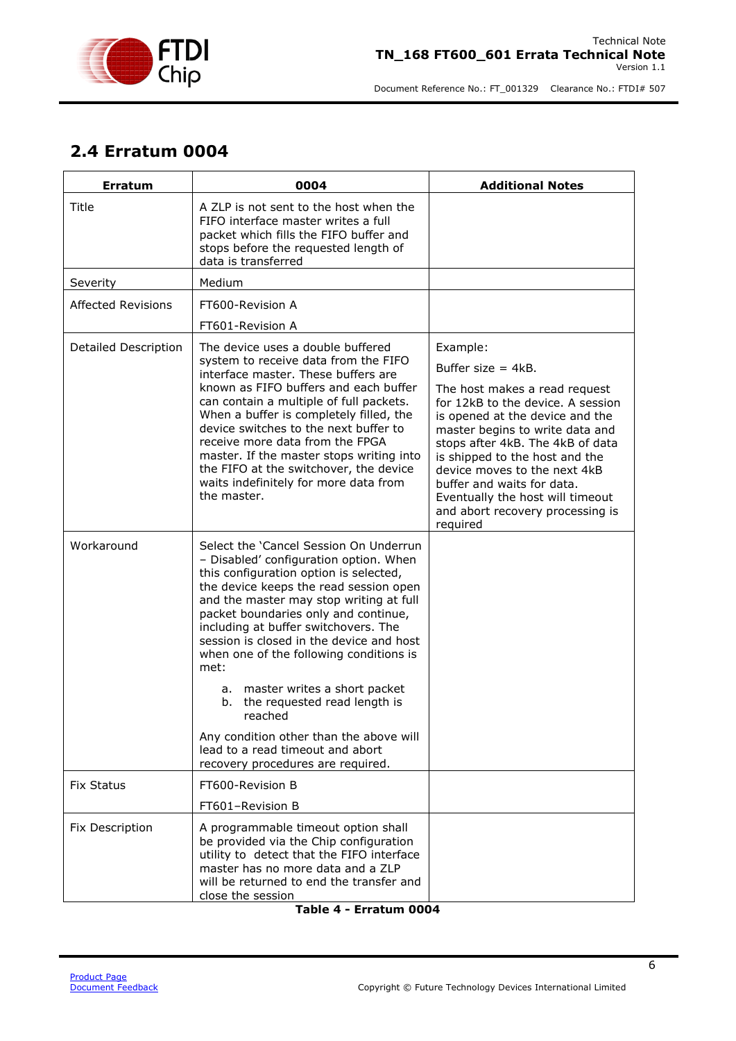## 2.4 Erratum 0004

| Erratum | 0004 | Additional Notes |
|---|---|---|
| Title | A ZLP is not sent to the host when the FIFO interface master writes a full packet which fills the FIFO buffer and stops before the requested length of data is transferred | |
| Severity | Medium | |
| Affected Revisions | FT600-Revision A<br><br>FT601-Revision A | |
| Detailed Description | The device uses a double buffered system to receive data from the FIFO interface master. These buffers are known as FIFO buffers and each buffer can contain a multiple of full packets. When a buffer is completely filled, the device switches to the next buffer to receive more data from the FPGA master. If the master stops writing into the FIFO at the switchover, the device waits indefinitely for more data from the master. | Example:<br><br>Buffer size = 4kB.<br><br>The host makes a read request for 12kB to the device. A session is opened at the device and the master begins to write data and stops after 4kB. The 4kB of data is shipped to the host and the device moves to the next 4kB buffer and waits for data. Eventually the host will timeout and abort recovery processing is required |
| Workaround | Select the 'Cancel Session On Underrun – Disabled' configuration option. When this configuration option is selected, the device keeps the read session open and the master may stop writing at full packet boundaries only and continue, including at buffer switchovers. The session is closed in the device and host when one of the following conditions is met:<br><br>a. master writes a short packet<br>b. the requested read length is reached<br><br>Any condition other than the above will lead to a read timeout and abort recovery procedures are required. | |
| Fix Status | FT600-Revision B<br><br>FT601–Revision B | |
| Fix Description | A programmable timeout option shall be provided via the Chip configuration utility to detect that the FIFO interface master has no more data and a ZLP will be returned to end the transfer and close the session | |

**Table 4 - Erratum 0004**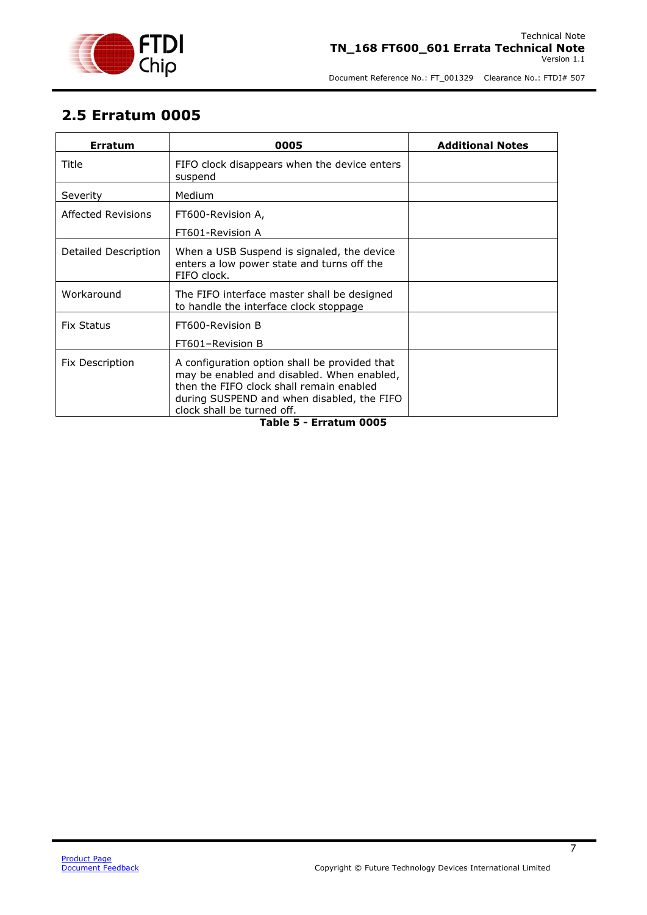## 2.5 Erratum 0005

| Erratum | 0005 | Additional Notes |
|---|---|---|
| Title | FIFO clock disappears when the device enters suspend | |
| Severity | Medium | |
| Affected Revisions | FT600-Revision A,<br>FT601-Revision A | |
| Detailed Description | When a USB Suspend is signaled, the device enters a low power state and turns off the FIFO clock. | |
| Workaround | The FIFO interface master shall be designed to handle the interface clock stoppage | |
| Fix Status | FT600-Revision B<br>FT601–Revision B | |
| Fix Description | A configuration option shall be provided that may be enabled and disabled. When enabled, then the FIFO clock shall remain enabled during SUSPEND and when disabled, the FIFO clock shall be turned off. | |

**Table 5 - Erratum 0005**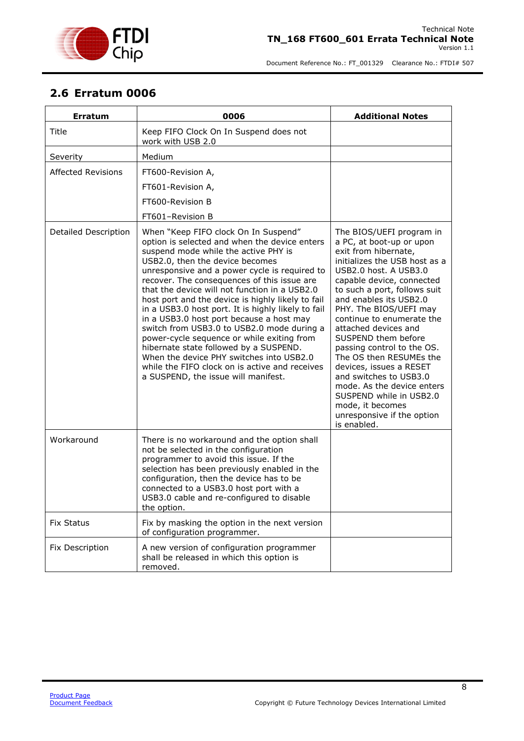## 2.6 Erratum 0006

| Erratum | 0006 | Additional Notes |
|---|---|---|
| Title | Keep FIFO Clock On In Suspend does not work with USB 2.0 | |
| Severity | Medium | |
| Affected Revisions | FT600-Revision A,<br>FT601-Revision A,<br>FT600-Revision B<br>FT601–Revision B | |
| Detailed Description | When "Keep FIFO clock On In Suspend" option is selected and when the device enters suspend mode while the active PHY is USB2.0, then the device becomes unresponsive and a power cycle is required to recover. The consequences of this issue are that the device will not function in a USB2.0 host port and the device is highly likely to fail in a USB3.0 host port. It is highly likely to fail in a USB3.0 host port because a host may switch from USB3.0 to USB2.0 mode during a power-cycle sequence or while exiting from hibernate state followed by a SUSPEND. When the device PHY switches into USB2.0 while the FIFO clock on is active and receives a SUSPEND, the issue will manifest. | The BIOS/UEFI program in a PC, at boot-up or upon exit from hibernate, initializes the USB host as a USB2.0 host. A USB3.0 capable device, connected to such a port, follows suit and enables its USB2.0 PHY. The BIOS/UEFI may continue to enumerate the attached devices and SUSPEND them before passing control to the OS. The OS then RESUMEs the devices, issues a RESET and switches to USB3.0 mode. As the device enters SUSPEND while in USB2.0 mode, it becomes unresponsive if the option is enabled. |
| Workaround | There is no workaround and the option shall not be selected in the configuration programmer to avoid this issue. If the selection has been previously enabled in the configuration, then the device has to be connected to a USB3.0 host port with a USB3.0 cable and re-configured to disable the option. | |
| Fix Status | Fix by masking the option in the next version of configuration programmer. | |
| Fix Description | A new version of configuration programmer shall be released in which this option is removed. | |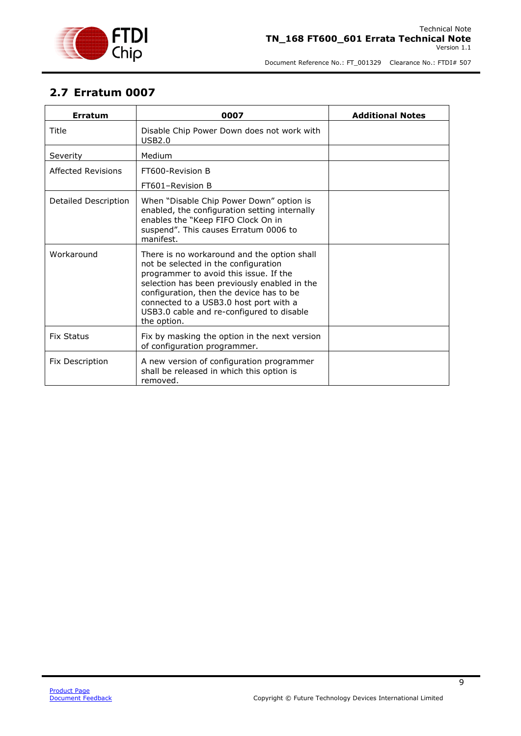## 2.7 Erratum 0007

| Erratum | 0007 | Additional Notes |
|---|---|---|
| Title | Disable Chip Power Down does not work with USB2.0 | |
| Severity | Medium | |
| Affected Revisions | FT600-Revision B<br>FT601–Revision B | |
| Detailed Description | When "Disable Chip Power Down" option is enabled, the configuration setting internally enables the "Keep FIFO Clock On in suspend". This causes Erratum 0006 to manifest. | |
| Workaround | There is no workaround and the option shall not be selected in the configuration programmer to avoid this issue. If the selection has been previously enabled in the configuration, then the device has to be connected to a USB3.0 host port with a USB3.0 cable and re-configured to disable the option. | |
| Fix Status | Fix by masking the option in the next version of configuration programmer. | |
| Fix Description | A new version of configuration programmer shall be released in which this option is removed. | |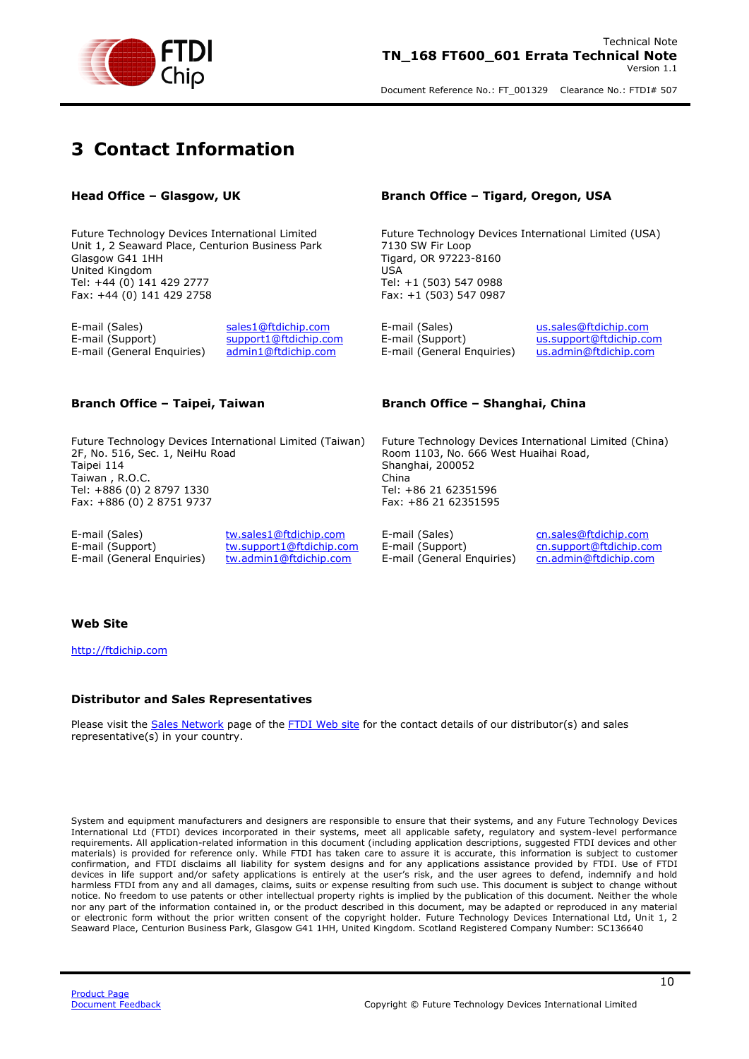# 3 Contact Information

### Head Office – Glasgow, UK

Future Technology Devices International Limited
Unit 1, 2 Seaward Place, Centurion Business Park
Glasgow G41 1HH
United Kingdom
Tel: +44 (0) 141 429 2777
Fax: +44 (0) 141 429 2758

| | |
|---|---|
| E-mail (Sales) | sales1@ftdichip.com |
| E-mail (Support) | support1@ftdichip.com |
| E-mail (General Enquiries) | admin1@ftdichip.com |

### Branch Office – Tigard, Oregon, USA

Future Technology Devices International Limited (USA)
7130 SW Fir Loop
Tigard, OR 97223-8160
USA
Tel: +1 (503) 547 0988
Fax: +1 (503) 547 0987

| | |
|---|---|
| E-mail (Sales) | us.sales@ftdichip.com |
| E-mail (Support) | us.support@ftdichip.com |
| E-mail (General Enquiries) | us.admin@ftdichip.com |

### Branch Office – Taipei, Taiwan

Future Technology Devices International Limited (Taiwan)
2F, No. 516, Sec. 1, NeiHu Road
Taipei 114
Taiwan , R.O.C.
Tel: +886 (0) 2 8797 1330
Fax: +886 (0) 2 8751 9737

| | |
|---|---|
| E-mail (Sales) | tw.sales1@ftdichip.com |
| E-mail (Support) | tw.support1@ftdichip.com |
| E-mail (General Enquiries) | tw.admin1@ftdichip.com |

### Branch Office – Shanghai, China

Future Technology Devices International Limited (China)
Room 1103, No. 666 West Huaihai Road,
Shanghai, 200052
China
Tel: +86 21 62351596
Fax: +86 21 62351595

| | |
|---|---|
| E-mail (Sales) | cn.sales@ftdichip.com |
| E-mail (Support) | cn.support@ftdichip.com |
| E-mail (General Enquiries) | cn.admin@ftdichip.com |

### Web Site

http://ftdichip.com

### Distributor and Sales Representatives

Please visit the Sales Network page of the FTDI Web site for the contact details of our distributor(s) and sales representative(s) in your country.

System and equipment manufacturers and designers are responsible to ensure that their systems, and any Future Technology Devices International Ltd (FTDI) devices incorporated in their systems, meet all applicable safety, regulatory and system-level performance requirements. All application-related information in this document (including application descriptions, suggested FTDI devices and other materials) is provided for reference only. While FTDI has taken care to assure it is accurate, this information is subject to customer confirmation, and FTDI disclaims all liability for system designs and for any applications assistance provided by FTDI. Use of FTDI devices in life support and/or safety applications is entirely at the user's risk, and the user agrees to defend, indemnify and hold harmless FTDI from any and all damages, claims, suits or expense resulting from such use. This document is subject to change without notice. No freedom to use patents or other intellectual property rights is implied by the publication of this document. Neither the whole nor any part of the information contained in, or the product described in this document, may be adapted or reproduced in any material or electronic form without the prior written consent of the copyright holder. Future Technology Devices International Ltd, Unit 1, 2 Seaward Place, Centurion Business Park, Glasgow G41 1HH, United Kingdom. Scotland Registered Company Number: SC136640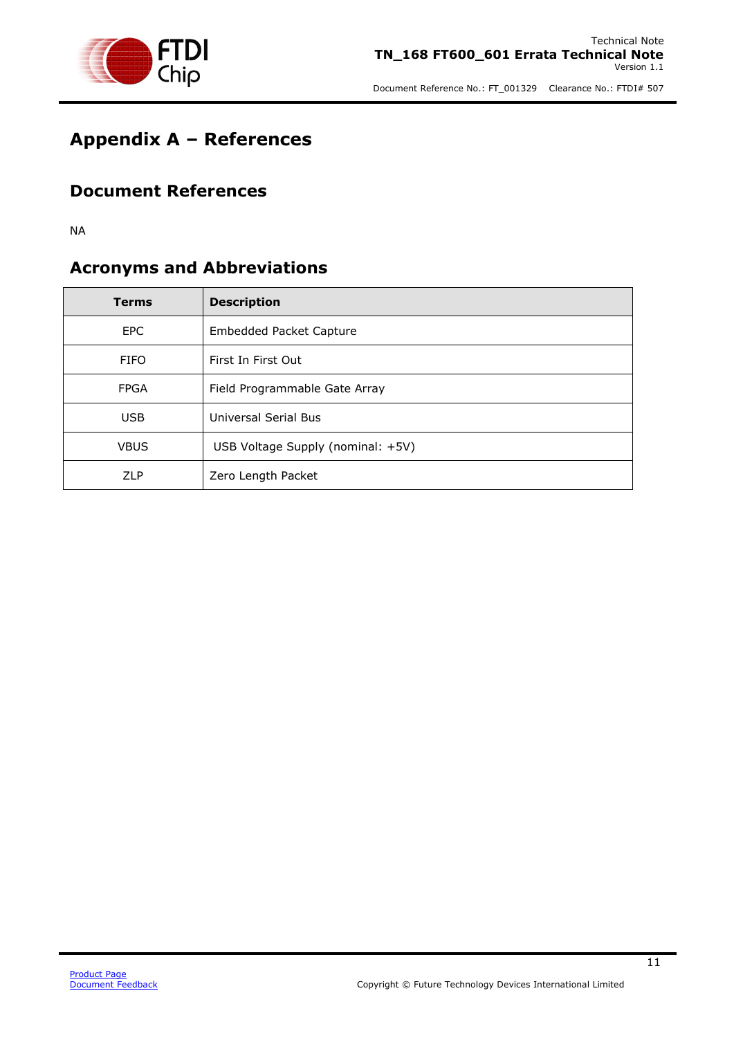# Appendix A – References

## Document References

NA

## Acronyms and Abbreviations

| Terms | Description |
|---|---|
| EPC | Embedded Packet Capture |
| FIFO | First In First Out |
| FPGA | Field Programmable Gate Array |
| USB | Universal Serial Bus |
| VBUS | USB Voltage Supply (nominal: +5V) |
| ZLP | Zero Length Packet |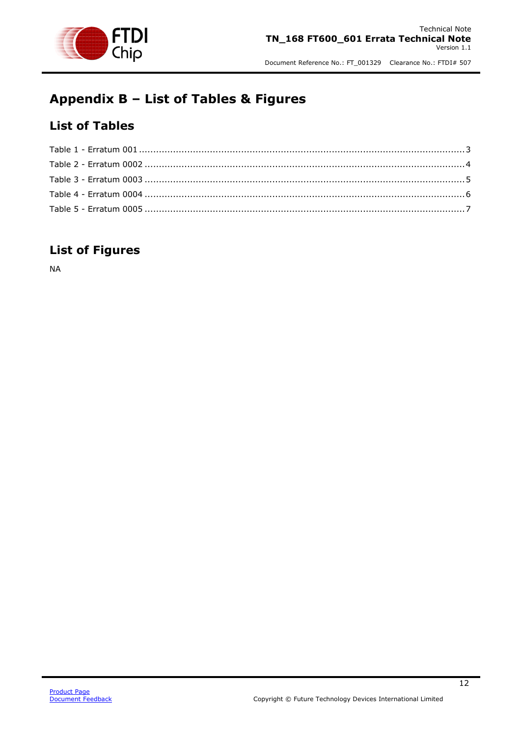# Appendix B – List of Tables & Figures

## List of Tables

Table 1 - Erratum 001 ..................................................................................................................3

Table 2 - Erratum 0002 ................................................................................................................4

Table 3 - Erratum 0003 ................................................................................................................5

Table 4 - Erratum 0004 ................................................................................................................6

Table 5 - Erratum 0005 ................................................................................................................7

## List of Figures

NA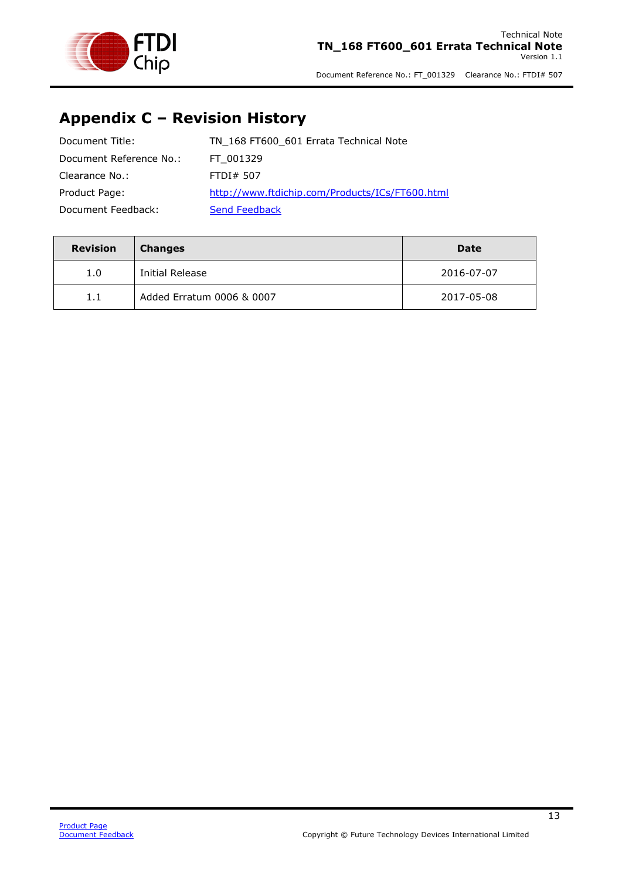# Appendix C – Revision History

Document Title: TN_168 FT600_601 Errata Technical Note

Document Reference No.: FT_001329

Clearance No.: FTDI# 507

Product Page: http://www.ftdichip.com/Products/ICs/FT600.html

Document Feedback: Send Feedback

| Revision | Changes | Date |
|---|---|---|
| 1.0 | Initial Release | 2016-07-07 |
| 1.1 | Added Erratum 0006 & 0007 | 2017-05-08 |